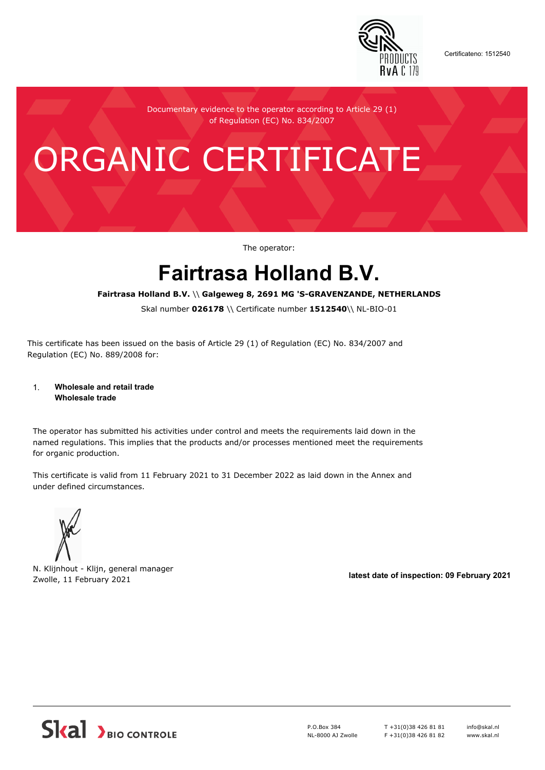Certificateno: 1512540

Documentary evidence to the operator according to Article 29 (1) of Regulation (EC) No. 834/2007

# ORGANIC CERTIFICATE

The operator:

## Fairtrasa Holland B.V.

**Fairtrasa Holland B.V.** \\ **Galgeweg 8, 2691 MG 'S-GRAVENZANDE, NETHERLANDS**

Skal number **026178** \\ Certificate number **1512540**\\ NL-BIO-01

This certificate has been issued on the basis of Article 29 (1) of Regulation (EC) No. 834/2007 and Regulation (EC) No. 889/2008 for:

1. **Wholesale and retail trade**
   **Wholesale trade**

The operator has submitted his activities under control and meets the requirements laid down in the named regulations. This implies that the products and/or processes mentioned meet the requirements for organic production.

This certificate is valid from 11 February 2021 to 31 December 2022 as laid down in the Annex and under defined circumstances.

N. Klijnhout - Klijn, general manager
Zwolle, 11 February 2021

**latest date of inspection: 09 February 2021**

Skal BIO CONTROLE

P.O.Box 384
NL-8000 AJ Zwolle

T +31(0)38 426 81 81
F +31(0)38 426 81 82

info@skal.nl
www.skal.nl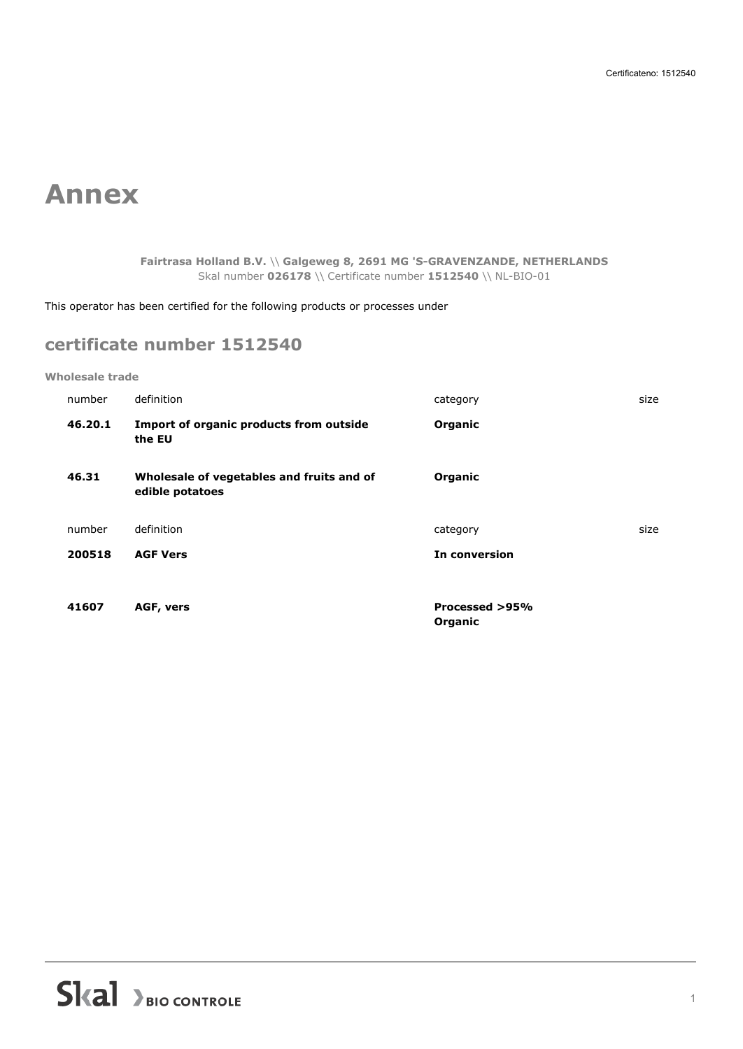# Annex

**Fairtrasa Holland B.V.** \\ **Galgeweg 8, 2691 MG 'S-GRAVENZANDE, NETHERLANDS**
Skal number **026178** \\ Certificate number **1512540** \\ NL-BIO-01

This operator has been certified for the following products or processes under

## certificate number 1512540

### Wholesale trade

| number | definition | category | size |
|---|---|---|---|
| **46.20.1** | **Import of organic products from outside the EU** | **Organic** | |
| **46.31** | **Wholesale of vegetables and fruits and of edible potatoes** | **Organic** | |

| number | definition | category | size |
|---|---|---|---|
| **200518** | **AGF Vers** | **In conversion** | |
| **41607** | **AGF, vers** | **Processed >95% Organic** | |